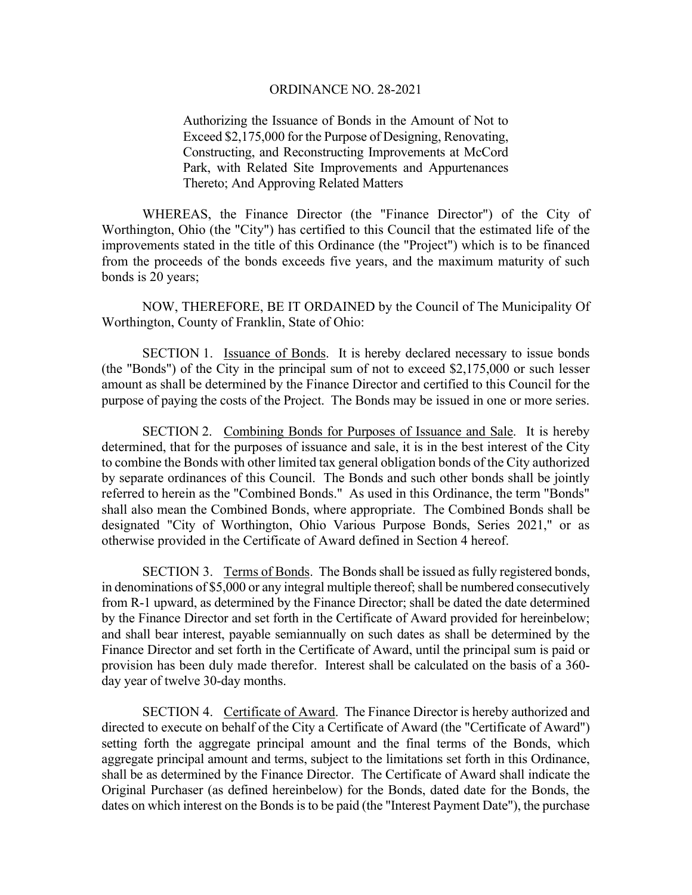# ORDINANCE NO. 28-2021

Authorizing the Issuance of Bonds in the Amount of Not to Exceed $2,175,000 for the Purpose of Designing, Renovating, Constructing, and Reconstructing Improvements at McCord Park, with Related Site Improvements and Appurtenances Thereto; And Approving Related Matters

WHEREAS, the Finance Director (the "Finance Director") of the City of Worthington, Ohio (the "City") has certified to this Council that the estimated life of the improvements stated in the title of this Ordinance (the "Project") which is to be financed from the proceeds of the bonds exceeds five years, and the maximum maturity of such bonds is 20 years;

NOW, THEREFORE, BE IT ORDAINED by the Council of The Municipality Of Worthington, County of Franklin, State of Ohio:

SECTION 1. Issuance of Bonds. It is hereby declared necessary to issue bonds (the "Bonds") of the City in the principal sum of not to exceed $2,175,000 or such lesser amount as shall be determined by the Finance Director and certified to this Council for the purpose of paying the costs of the Project. The Bonds may be issued in one or more series.

SECTION 2. Combining Bonds for Purposes of Issuance and Sale. It is hereby determined, that for the purposes of issuance and sale, it is in the best interest of the City to combine the Bonds with other limited tax general obligation bonds of the City authorized by separate ordinances of this Council. The Bonds and such other bonds shall be jointly referred to herein as the "Combined Bonds." As used in this Ordinance, the term "Bonds" shall also mean the Combined Bonds, where appropriate. The Combined Bonds shall be designated "City of Worthington, Ohio Various Purpose Bonds, Series 2021," or as otherwise provided in the Certificate of Award defined in Section 4 hereof.

SECTION 3. Terms of Bonds. The Bonds shall be issued as fully registered bonds, in denominations of $5,000 or any integral multiple thereof; shall be numbered consecutively from R-1 upward, as determined by the Finance Director; shall be dated the date determined by the Finance Director and set forth in the Certificate of Award provided for hereinbelow; and shall bear interest, payable semiannually on such dates as shall be determined by the Finance Director and set forth in the Certificate of Award, until the principal sum is paid or provision has been duly made therefor. Interest shall be calculated on the basis of a 360-day year of twelve 30-day months.

SECTION 4. Certificate of Award. The Finance Director is hereby authorized and directed to execute on behalf of the City a Certificate of Award (the "Certificate of Award") setting forth the aggregate principal amount and the final terms of the Bonds, which aggregate principal amount and terms, subject to the limitations set forth in this Ordinance, shall be as determined by the Finance Director. The Certificate of Award shall indicate the Original Purchaser (as defined hereinbelow) for the Bonds, dated date for the Bonds, the dates on which interest on the Bonds is to be paid (the "Interest Payment Date"), the purchase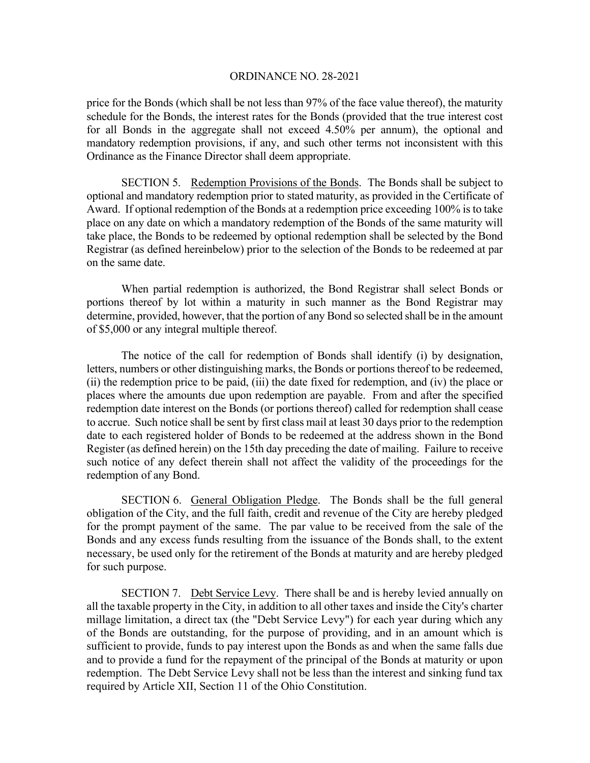price for the Bonds (which shall be not less than 97% of the face value thereof), the maturity schedule for the Bonds, the interest rates for the Bonds (provided that the true interest cost for all Bonds in the aggregate shall not exceed 4.50% per annum), the optional and mandatory redemption provisions, if any, and such other terms not inconsistent with this Ordinance as the Finance Director shall deem appropriate.

SECTION 5. Redemption Provisions of the Bonds. The Bonds shall be subject to optional and mandatory redemption prior to stated maturity, as provided in the Certificate of Award. If optional redemption of the Bonds at a redemption price exceeding 100% is to take place on any date on which a mandatory redemption of the Bonds of the same maturity will take place, the Bonds to be redeemed by optional redemption shall be selected by the Bond Registrar (as defined hereinbelow) prior to the selection of the Bonds to be redeemed at par on the same date.

When partial redemption is authorized, the Bond Registrar shall select Bonds or portions thereof by lot within a maturity in such manner as the Bond Registrar may determine, provided, however, that the portion of any Bond so selected shall be in the amount of $5,000 or any integral multiple thereof.

The notice of the call for redemption of Bonds shall identify (i) by designation, letters, numbers or other distinguishing marks, the Bonds or portions thereof to be redeemed, (ii) the redemption price to be paid, (iii) the date fixed for redemption, and (iv) the place or places where the amounts due upon redemption are payable. From and after the specified redemption date interest on the Bonds (or portions thereof) called for redemption shall cease to accrue. Such notice shall be sent by first class mail at least 30 days prior to the redemption date to each registered holder of Bonds to be redeemed at the address shown in the Bond Register (as defined herein) on the 15th day preceding the date of mailing. Failure to receive such notice of any defect therein shall not affect the validity of the proceedings for the redemption of any Bond.

SECTION 6. General Obligation Pledge. The Bonds shall be the full general obligation of the City, and the full faith, credit and revenue of the City are hereby pledged for the prompt payment of the same. The par value to be received from the sale of the Bonds and any excess funds resulting from the issuance of the Bonds shall, to the extent necessary, be used only for the retirement of the Bonds at maturity and are hereby pledged for such purpose.

SECTION 7. Debt Service Levy. There shall be and is hereby levied annually on all the taxable property in the City, in addition to all other taxes and inside the City's charter millage limitation, a direct tax (the "Debt Service Levy") for each year during which any of the Bonds are outstanding, for the purpose of providing, and in an amount which is sufficient to provide, funds to pay interest upon the Bonds as and when the same falls due and to provide a fund for the repayment of the principal of the Bonds at maturity or upon redemption. The Debt Service Levy shall not be less than the interest and sinking fund tax required by Article XII, Section 11 of the Ohio Constitution.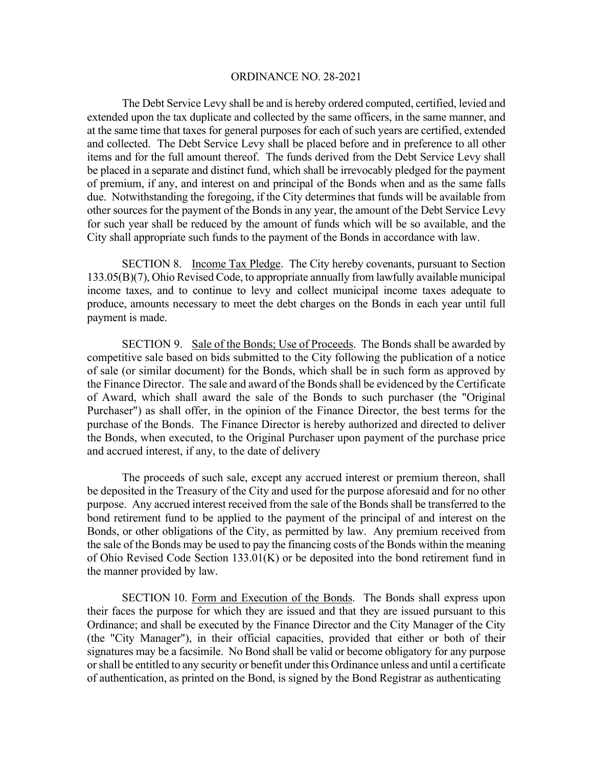The Debt Service Levy shall be and is hereby ordered computed, certified, levied and extended upon the tax duplicate and collected by the same officers, in the same manner, and at the same time that taxes for general purposes for each of such years are certified, extended and collected. The Debt Service Levy shall be placed before and in preference to all other items and for the full amount thereof. The funds derived from the Debt Service Levy shall be placed in a separate and distinct fund, which shall be irrevocably pledged for the payment of premium, if any, and interest on and principal of the Bonds when and as the same falls due. Notwithstanding the foregoing, if the City determines that funds will be available from other sources for the payment of the Bonds in any year, the amount of the Debt Service Levy for such year shall be reduced by the amount of funds which will be so available, and the City shall appropriate such funds to the payment of the Bonds in accordance with law.

SECTION 8. Income Tax Pledge. The City hereby covenants, pursuant to Section 133.05(B)(7), Ohio Revised Code, to appropriate annually from lawfully available municipal income taxes, and to continue to levy and collect municipal income taxes adequate to produce, amounts necessary to meet the debt charges on the Bonds in each year until full payment is made.

SECTION 9. Sale of the Bonds; Use of Proceeds. The Bonds shall be awarded by competitive sale based on bids submitted to the City following the publication of a notice of sale (or similar document) for the Bonds, which shall be in such form as approved by the Finance Director. The sale and award of the Bonds shall be evidenced by the Certificate of Award, which shall award the sale of the Bonds to such purchaser (the "Original Purchaser") as shall offer, in the opinion of the Finance Director, the best terms for the purchase of the Bonds. The Finance Director is hereby authorized and directed to deliver the Bonds, when executed, to the Original Purchaser upon payment of the purchase price and accrued interest, if any, to the date of delivery

The proceeds of such sale, except any accrued interest or premium thereon, shall be deposited in the Treasury of the City and used for the purpose aforesaid and for no other purpose. Any accrued interest received from the sale of the Bonds shall be transferred to the bond retirement fund to be applied to the payment of the principal of and interest on the Bonds, or other obligations of the City, as permitted by law. Any premium received from the sale of the Bonds may be used to pay the financing costs of the Bonds within the meaning of Ohio Revised Code Section 133.01(K) or be deposited into the bond retirement fund in the manner provided by law.

SECTION 10. Form and Execution of the Bonds. The Bonds shall express upon their faces the purpose for which they are issued and that they are issued pursuant to this Ordinance; and shall be executed by the Finance Director and the City Manager of the City (the "City Manager"), in their official capacities, provided that either or both of their signatures may be a facsimile. No Bond shall be valid or become obligatory for any purpose or shall be entitled to any security or benefit under this Ordinance unless and until a certificate of authentication, as printed on the Bond, is signed by the Bond Registrar as authenticating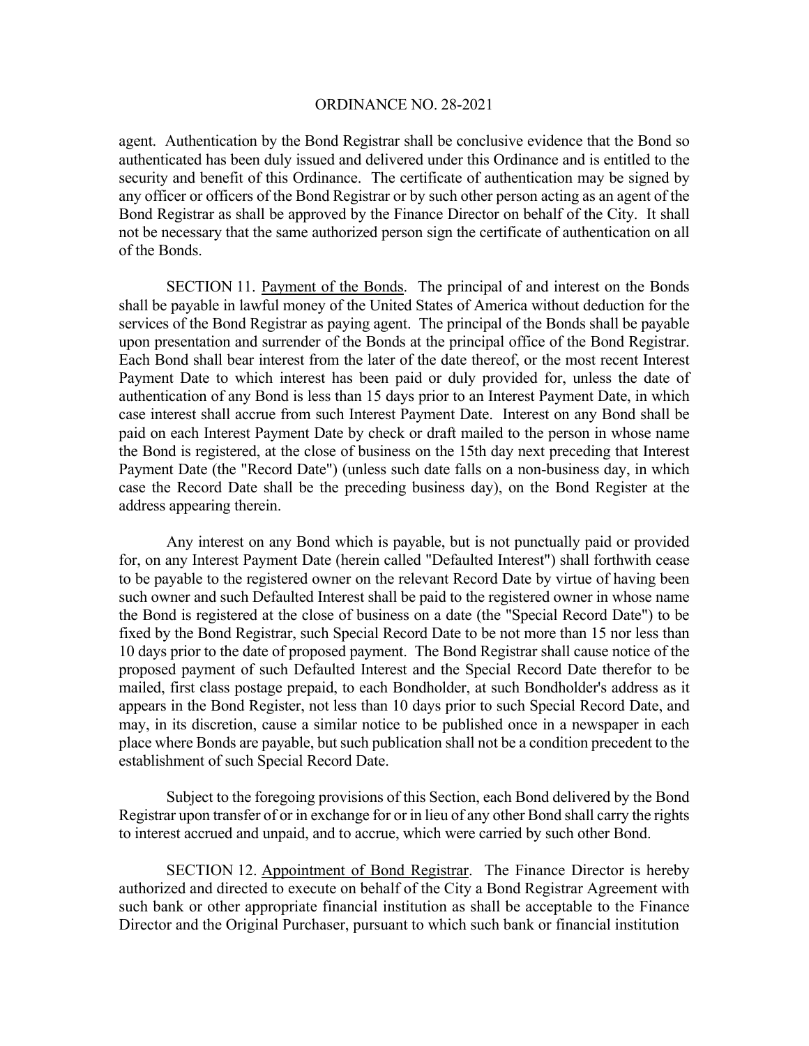agent. Authentication by the Bond Registrar shall be conclusive evidence that the Bond so authenticated has been duly issued and delivered under this Ordinance and is entitled to the security and benefit of this Ordinance. The certificate of authentication may be signed by any officer or officers of the Bond Registrar or by such other person acting as an agent of the Bond Registrar as shall be approved by the Finance Director on behalf of the City. It shall not be necessary that the same authorized person sign the certificate of authentication on all of the Bonds.

SECTION 11. Payment of the Bonds. The principal of and interest on the Bonds shall be payable in lawful money of the United States of America without deduction for the services of the Bond Registrar as paying agent. The principal of the Bonds shall be payable upon presentation and surrender of the Bonds at the principal office of the Bond Registrar. Each Bond shall bear interest from the later of the date thereof, or the most recent Interest Payment Date to which interest has been paid or duly provided for, unless the date of authentication of any Bond is less than 15 days prior to an Interest Payment Date, in which case interest shall accrue from such Interest Payment Date. Interest on any Bond shall be paid on each Interest Payment Date by check or draft mailed to the person in whose name the Bond is registered, at the close of business on the 15th day next preceding that Interest Payment Date (the "Record Date") (unless such date falls on a non-business day, in which case the Record Date shall be the preceding business day), on the Bond Register at the address appearing therein.

Any interest on any Bond which is payable, but is not punctually paid or provided for, on any Interest Payment Date (herein called "Defaulted Interest") shall forthwith cease to be payable to the registered owner on the relevant Record Date by virtue of having been such owner and such Defaulted Interest shall be paid to the registered owner in whose name the Bond is registered at the close of business on a date (the "Special Record Date") to be fixed by the Bond Registrar, such Special Record Date to be not more than 15 nor less than 10 days prior to the date of proposed payment. The Bond Registrar shall cause notice of the proposed payment of such Defaulted Interest and the Special Record Date therefor to be mailed, first class postage prepaid, to each Bondholder, at such Bondholder's address as it appears in the Bond Register, not less than 10 days prior to such Special Record Date, and may, in its discretion, cause a similar notice to be published once in a newspaper in each place where Bonds are payable, but such publication shall not be a condition precedent to the establishment of such Special Record Date.

Subject to the foregoing provisions of this Section, each Bond delivered by the Bond Registrar upon transfer of or in exchange for or in lieu of any other Bond shall carry the rights to interest accrued and unpaid, and to accrue, which were carried by such other Bond.

SECTION 12. Appointment of Bond Registrar. The Finance Director is hereby authorized and directed to execute on behalf of the City a Bond Registrar Agreement with such bank or other appropriate financial institution as shall be acceptable to the Finance Director and the Original Purchaser, pursuant to which such bank or financial institution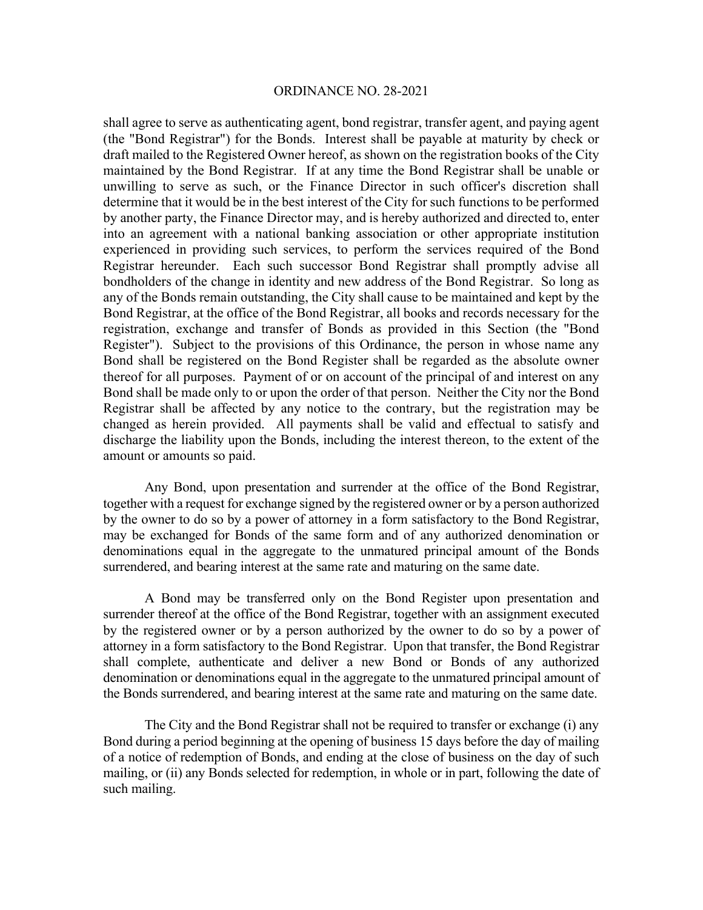shall agree to serve as authenticating agent, bond registrar, transfer agent, and paying agent (the "Bond Registrar") for the Bonds. Interest shall be payable at maturity by check or draft mailed to the Registered Owner hereof, as shown on the registration books of the City maintained by the Bond Registrar. If at any time the Bond Registrar shall be unable or unwilling to serve as such, or the Finance Director in such officer's discretion shall determine that it would be in the best interest of the City for such functions to be performed by another party, the Finance Director may, and is hereby authorized and directed to, enter into an agreement with a national banking association or other appropriate institution experienced in providing such services, to perform the services required of the Bond Registrar hereunder. Each such successor Bond Registrar shall promptly advise all bondholders of the change in identity and new address of the Bond Registrar. So long as any of the Bonds remain outstanding, the City shall cause to be maintained and kept by the Bond Registrar, at the office of the Bond Registrar, all books and records necessary for the registration, exchange and transfer of Bonds as provided in this Section (the "Bond Register"). Subject to the provisions of this Ordinance, the person in whose name any Bond shall be registered on the Bond Register shall be regarded as the absolute owner thereof for all purposes. Payment of or on account of the principal of and interest on any Bond shall be made only to or upon the order of that person. Neither the City nor the Bond Registrar shall be affected by any notice to the contrary, but the registration may be changed as herein provided. All payments shall be valid and effectual to satisfy and discharge the liability upon the Bonds, including the interest thereon, to the extent of the amount or amounts so paid.

Any Bond, upon presentation and surrender at the office of the Bond Registrar, together with a request for exchange signed by the registered owner or by a person authorized by the owner to do so by a power of attorney in a form satisfactory to the Bond Registrar, may be exchanged for Bonds of the same form and of any authorized denomination or denominations equal in the aggregate to the unmatured principal amount of the Bonds surrendered, and bearing interest at the same rate and maturing on the same date.

A Bond may be transferred only on the Bond Register upon presentation and surrender thereof at the office of the Bond Registrar, together with an assignment executed by the registered owner or by a person authorized by the owner to do so by a power of attorney in a form satisfactory to the Bond Registrar. Upon that transfer, the Bond Registrar shall complete, authenticate and deliver a new Bond or Bonds of any authorized denomination or denominations equal in the aggregate to the unmatured principal amount of the Bonds surrendered, and bearing interest at the same rate and maturing on the same date.

The City and the Bond Registrar shall not be required to transfer or exchange (i) any Bond during a period beginning at the opening of business 15 days before the day of mailing of a notice of redemption of Bonds, and ending at the close of business on the day of such mailing, or (ii) any Bonds selected for redemption, in whole or in part, following the date of such mailing.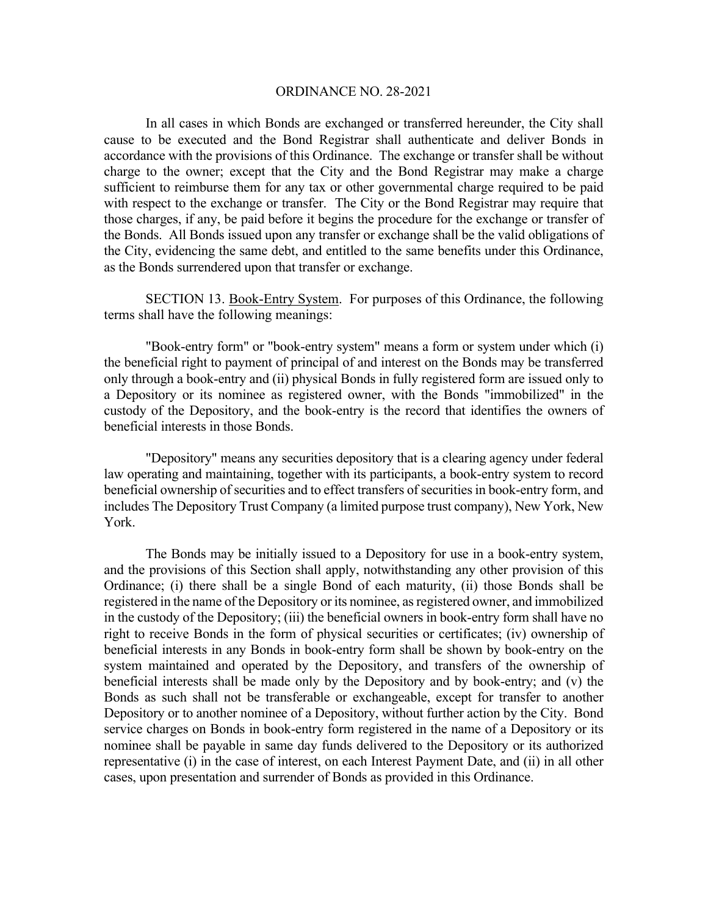In all cases in which Bonds are exchanged or transferred hereunder, the City shall cause to be executed and the Bond Registrar shall authenticate and deliver Bonds in accordance with the provisions of this Ordinance. The exchange or transfer shall be without charge to the owner; except that the City and the Bond Registrar may make a charge sufficient to reimburse them for any tax or other governmental charge required to be paid with respect to the exchange or transfer. The City or the Bond Registrar may require that those charges, if any, be paid before it begins the procedure for the exchange or transfer of the Bonds. All Bonds issued upon any transfer or exchange shall be the valid obligations of the City, evidencing the same debt, and entitled to the same benefits under this Ordinance, as the Bonds surrendered upon that transfer or exchange.

SECTION 13. Book-Entry System. For purposes of this Ordinance, the following terms shall have the following meanings:

"Book-entry form" or "book-entry system" means a form or system under which (i) the beneficial right to payment of principal of and interest on the Bonds may be transferred only through a book-entry and (ii) physical Bonds in fully registered form are issued only to a Depository or its nominee as registered owner, with the Bonds "immobilized" in the custody of the Depository, and the book-entry is the record that identifies the owners of beneficial interests in those Bonds.

"Depository" means any securities depository that is a clearing agency under federal law operating and maintaining, together with its participants, a book-entry system to record beneficial ownership of securities and to effect transfers of securities in book-entry form, and includes The Depository Trust Company (a limited purpose trust company), New York, New York.

The Bonds may be initially issued to a Depository for use in a book-entry system, and the provisions of this Section shall apply, notwithstanding any other provision of this Ordinance; (i) there shall be a single Bond of each maturity, (ii) those Bonds shall be registered in the name of the Depository or its nominee, as registered owner, and immobilized in the custody of the Depository; (iii) the beneficial owners in book-entry form shall have no right to receive Bonds in the form of physical securities or certificates; (iv) ownership of beneficial interests in any Bonds in book-entry form shall be shown by book-entry on the system maintained and operated by the Depository, and transfers of the ownership of beneficial interests shall be made only by the Depository and by book-entry; and (v) the Bonds as such shall not be transferable or exchangeable, except for transfer to another Depository or to another nominee of a Depository, without further action by the City. Bond service charges on Bonds in book-entry form registered in the name of a Depository or its nominee shall be payable in same day funds delivered to the Depository or its authorized representative (i) in the case of interest, on each Interest Payment Date, and (ii) in all other cases, upon presentation and surrender of Bonds as provided in this Ordinance.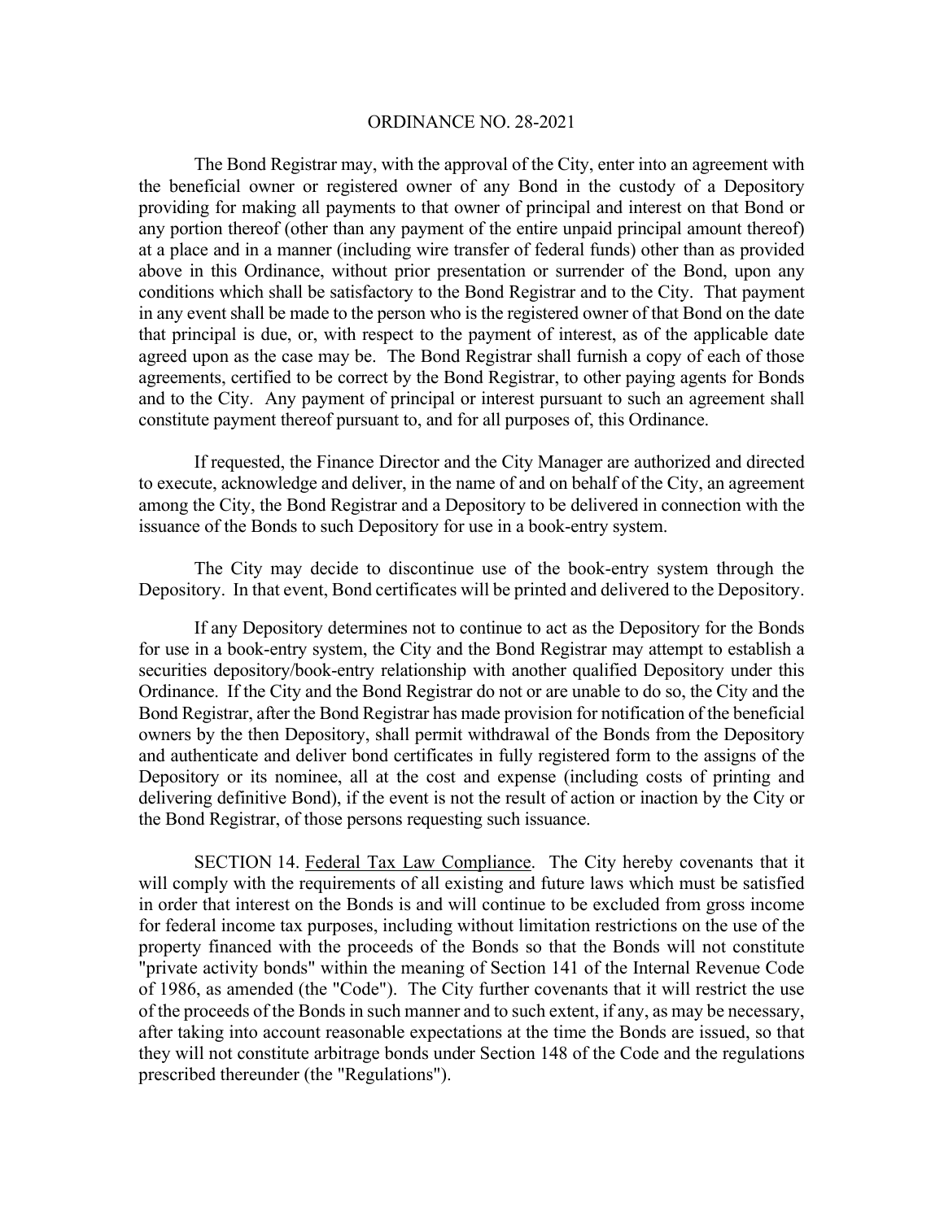The Bond Registrar may, with the approval of the City, enter into an agreement with the beneficial owner or registered owner of any Bond in the custody of a Depository providing for making all payments to that owner of principal and interest on that Bond or any portion thereof (other than any payment of the entire unpaid principal amount thereof) at a place and in a manner (including wire transfer of federal funds) other than as provided above in this Ordinance, without prior presentation or surrender of the Bond, upon any conditions which shall be satisfactory to the Bond Registrar and to the City. That payment in any event shall be made to the person who is the registered owner of that Bond on the date that principal is due, or, with respect to the payment of interest, as of the applicable date agreed upon as the case may be. The Bond Registrar shall furnish a copy of each of those agreements, certified to be correct by the Bond Registrar, to other paying agents for Bonds and to the City. Any payment of principal or interest pursuant to such an agreement shall constitute payment thereof pursuant to, and for all purposes of, this Ordinance.

If requested, the Finance Director and the City Manager are authorized and directed to execute, acknowledge and deliver, in the name of and on behalf of the City, an agreement among the City, the Bond Registrar and a Depository to be delivered in connection with the issuance of the Bonds to such Depository for use in a book-entry system.

The City may decide to discontinue use of the book-entry system through the Depository. In that event, Bond certificates will be printed and delivered to the Depository.

If any Depository determines not to continue to act as the Depository for the Bonds for use in a book-entry system, the City and the Bond Registrar may attempt to establish a securities depository/book-entry relationship with another qualified Depository under this Ordinance. If the City and the Bond Registrar do not or are unable to do so, the City and the Bond Registrar, after the Bond Registrar has made provision for notification of the beneficial owners by the then Depository, shall permit withdrawal of the Bonds from the Depository and authenticate and deliver bond certificates in fully registered form to the assigns of the Depository or its nominee, all at the cost and expense (including costs of printing and delivering definitive Bond), if the event is not the result of action or inaction by the City or the Bond Registrar, of those persons requesting such issuance.

SECTION 14. Federal Tax Law Compliance. The City hereby covenants that it will comply with the requirements of all existing and future laws which must be satisfied in order that interest on the Bonds is and will continue to be excluded from gross income for federal income tax purposes, including without limitation restrictions on the use of the property financed with the proceeds of the Bonds so that the Bonds will not constitute "private activity bonds" within the meaning of Section 141 of the Internal Revenue Code of 1986, as amended (the "Code"). The City further covenants that it will restrict the use of the proceeds of the Bonds in such manner and to such extent, if any, as may be necessary, after taking into account reasonable expectations at the time the Bonds are issued, so that they will not constitute arbitrage bonds under Section 148 of the Code and the regulations prescribed thereunder (the "Regulations").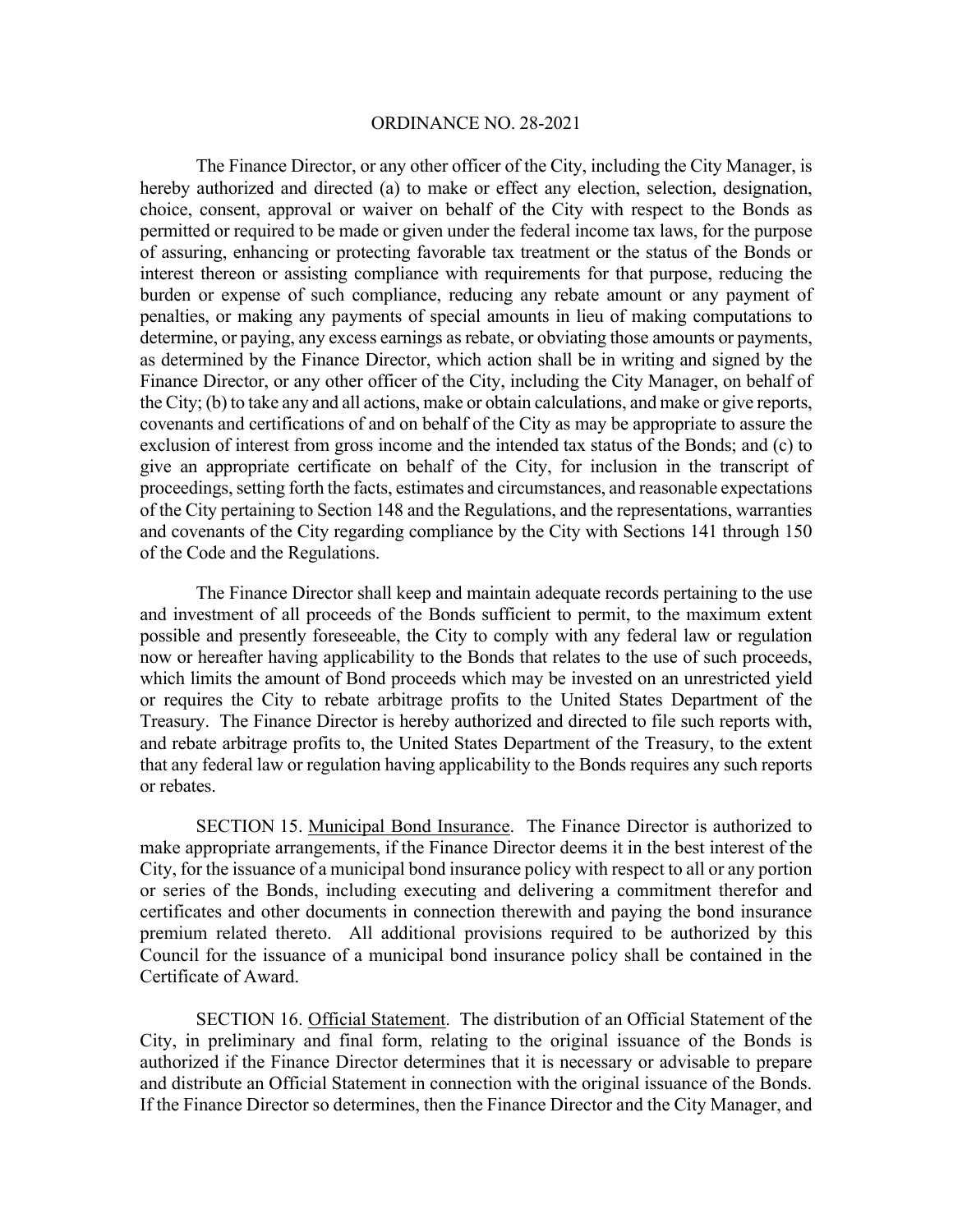The Finance Director, or any other officer of the City, including the City Manager, is hereby authorized and directed (a) to make or effect any election, selection, designation, choice, consent, approval or waiver on behalf of the City with respect to the Bonds as permitted or required to be made or given under the federal income tax laws, for the purpose of assuring, enhancing or protecting favorable tax treatment or the status of the Bonds or interest thereon or assisting compliance with requirements for that purpose, reducing the burden or expense of such compliance, reducing any rebate amount or any payment of penalties, or making any payments of special amounts in lieu of making computations to determine, or paying, any excess earnings as rebate, or obviating those amounts or payments, as determined by the Finance Director, which action shall be in writing and signed by the Finance Director, or any other officer of the City, including the City Manager, on behalf of the City; (b) to take any and all actions, make or obtain calculations, and make or give reports, covenants and certifications of and on behalf of the City as may be appropriate to assure the exclusion of interest from gross income and the intended tax status of the Bonds; and (c) to give an appropriate certificate on behalf of the City, for inclusion in the transcript of proceedings, setting forth the facts, estimates and circumstances, and reasonable expectations of the City pertaining to Section 148 and the Regulations, and the representations, warranties and covenants of the City regarding compliance by the City with Sections 141 through 150 of the Code and the Regulations.

The Finance Director shall keep and maintain adequate records pertaining to the use and investment of all proceeds of the Bonds sufficient to permit, to the maximum extent possible and presently foreseeable, the City to comply with any federal law or regulation now or hereafter having applicability to the Bonds that relates to the use of such proceeds, which limits the amount of Bond proceeds which may be invested on an unrestricted yield or requires the City to rebate arbitrage profits to the United States Department of the Treasury. The Finance Director is hereby authorized and directed to file such reports with, and rebate arbitrage profits to, the United States Department of the Treasury, to the extent that any federal law or regulation having applicability to the Bonds requires any such reports or rebates.

SECTION 15. Municipal Bond Insurance. The Finance Director is authorized to make appropriate arrangements, if the Finance Director deems it in the best interest of the City, for the issuance of a municipal bond insurance policy with respect to all or any portion or series of the Bonds, including executing and delivering a commitment therefor and certificates and other documents in connection therewith and paying the bond insurance premium related thereto. All additional provisions required to be authorized by this Council for the issuance of a municipal bond insurance policy shall be contained in the Certificate of Award.

SECTION 16. Official Statement. The distribution of an Official Statement of the City, in preliminary and final form, relating to the original issuance of the Bonds is authorized if the Finance Director determines that it is necessary or advisable to prepare and distribute an Official Statement in connection with the original issuance of the Bonds. If the Finance Director so determines, then the Finance Director and the City Manager, and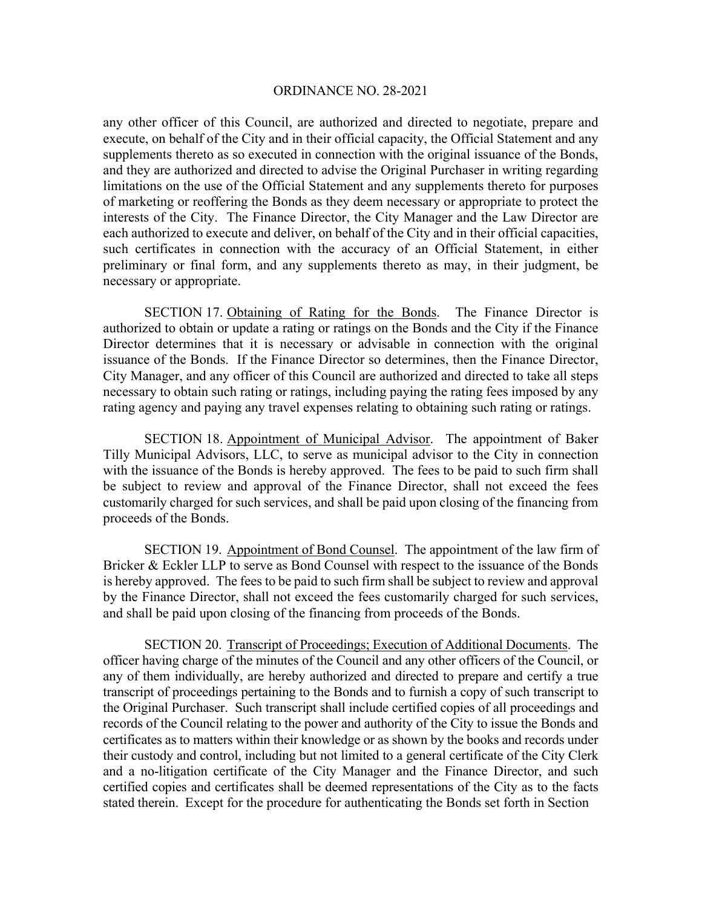any other officer of this Council, are authorized and directed to negotiate, prepare and execute, on behalf of the City and in their official capacity, the Official Statement and any supplements thereto as so executed in connection with the original issuance of the Bonds, and they are authorized and directed to advise the Original Purchaser in writing regarding limitations on the use of the Official Statement and any supplements thereto for purposes of marketing or reoffering the Bonds as they deem necessary or appropriate to protect the interests of the City. The Finance Director, the City Manager and the Law Director are each authorized to execute and deliver, on behalf of the City and in their official capacities, such certificates in connection with the accuracy of an Official Statement, in either preliminary or final form, and any supplements thereto as may, in their judgment, be necessary or appropriate.

SECTION 17. Obtaining of Rating for the Bonds. The Finance Director is authorized to obtain or update a rating or ratings on the Bonds and the City if the Finance Director determines that it is necessary or advisable in connection with the original issuance of the Bonds. If the Finance Director so determines, then the Finance Director, City Manager, and any officer of this Council are authorized and directed to take all steps necessary to obtain such rating or ratings, including paying the rating fees imposed by any rating agency and paying any travel expenses relating to obtaining such rating or ratings.

SECTION 18. Appointment of Municipal Advisor. The appointment of Baker Tilly Municipal Advisors, LLC, to serve as municipal advisor to the City in connection with the issuance of the Bonds is hereby approved. The fees to be paid to such firm shall be subject to review and approval of the Finance Director, shall not exceed the fees customarily charged for such services, and shall be paid upon closing of the financing from proceeds of the Bonds.

SECTION 19. Appointment of Bond Counsel. The appointment of the law firm of Bricker & Eckler LLP to serve as Bond Counsel with respect to the issuance of the Bonds is hereby approved. The fees to be paid to such firm shall be subject to review and approval by the Finance Director, shall not exceed the fees customarily charged for such services, and shall be paid upon closing of the financing from proceeds of the Bonds.

SECTION 20. Transcript of Proceedings; Execution of Additional Documents. The officer having charge of the minutes of the Council and any other officers of the Council, or any of them individually, are hereby authorized and directed to prepare and certify a true transcript of proceedings pertaining to the Bonds and to furnish a copy of such transcript to the Original Purchaser. Such transcript shall include certified copies of all proceedings and records of the Council relating to the power and authority of the City to issue the Bonds and certificates as to matters within their knowledge or as shown by the books and records under their custody and control, including but not limited to a general certificate of the City Clerk and a no-litigation certificate of the City Manager and the Finance Director, and such certified copies and certificates shall be deemed representations of the City as to the facts stated therein. Except for the procedure for authenticating the Bonds set forth in Section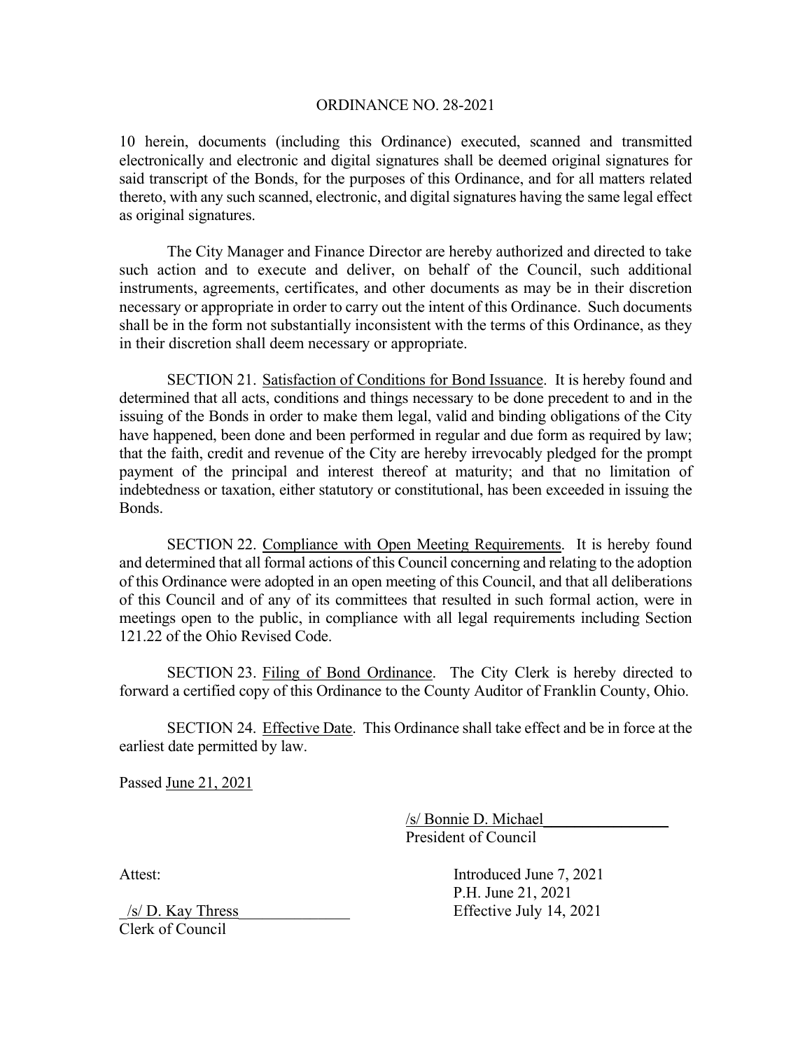ORDINANCE NO. 28-2021

10 herein, documents (including this Ordinance) executed, scanned and transmitted electronically and electronic and digital signatures shall be deemed original signatures for said transcript of the Bonds, for the purposes of this Ordinance, and for all matters related thereto, with any such scanned, electronic, and digital signatures having the same legal effect as original signatures.

The City Manager and Finance Director are hereby authorized and directed to take such action and to execute and deliver, on behalf of the Council, such additional instruments, agreements, certificates, and other documents as may be in their discretion necessary or appropriate in order to carry out the intent of this Ordinance. Such documents shall be in the form not substantially inconsistent with the terms of this Ordinance, as they in their discretion shall deem necessary or appropriate.

SECTION 21. Satisfaction of Conditions for Bond Issuance. It is hereby found and determined that all acts, conditions and things necessary to be done precedent to and in the issuing of the Bonds in order to make them legal, valid and binding obligations of the City have happened, been done and been performed in regular and due form as required by law; that the faith, credit and revenue of the City are hereby irrevocably pledged for the prompt payment of the principal and interest thereof at maturity; and that no limitation of indebtedness or taxation, either statutory or constitutional, has been exceeded in issuing the Bonds.

SECTION 22. Compliance with Open Meeting Requirements. It is hereby found and determined that all formal actions of this Council concerning and relating to the adoption of this Ordinance were adopted in an open meeting of this Council, and that all deliberations of this Council and of any of its committees that resulted in such formal action, were in meetings open to the public, in compliance with all legal requirements including Section 121.22 of the Ohio Revised Code.

SECTION 23. Filing of Bond Ordinance. The City Clerk is hereby directed to forward a certified copy of this Ordinance to the County Auditor of Franklin County, Ohio.

SECTION 24. Effective Date. This Ordinance shall take effect and be in force at the earliest date permitted by law.

Passed June 21, 2021

/s/ Bonnie D. Michael
President of Council

Attest:

/s/ D. Kay Thress
Clerk of Council

Introduced June 7, 2021
P.H. June 21, 2021
Effective July 14, 2021